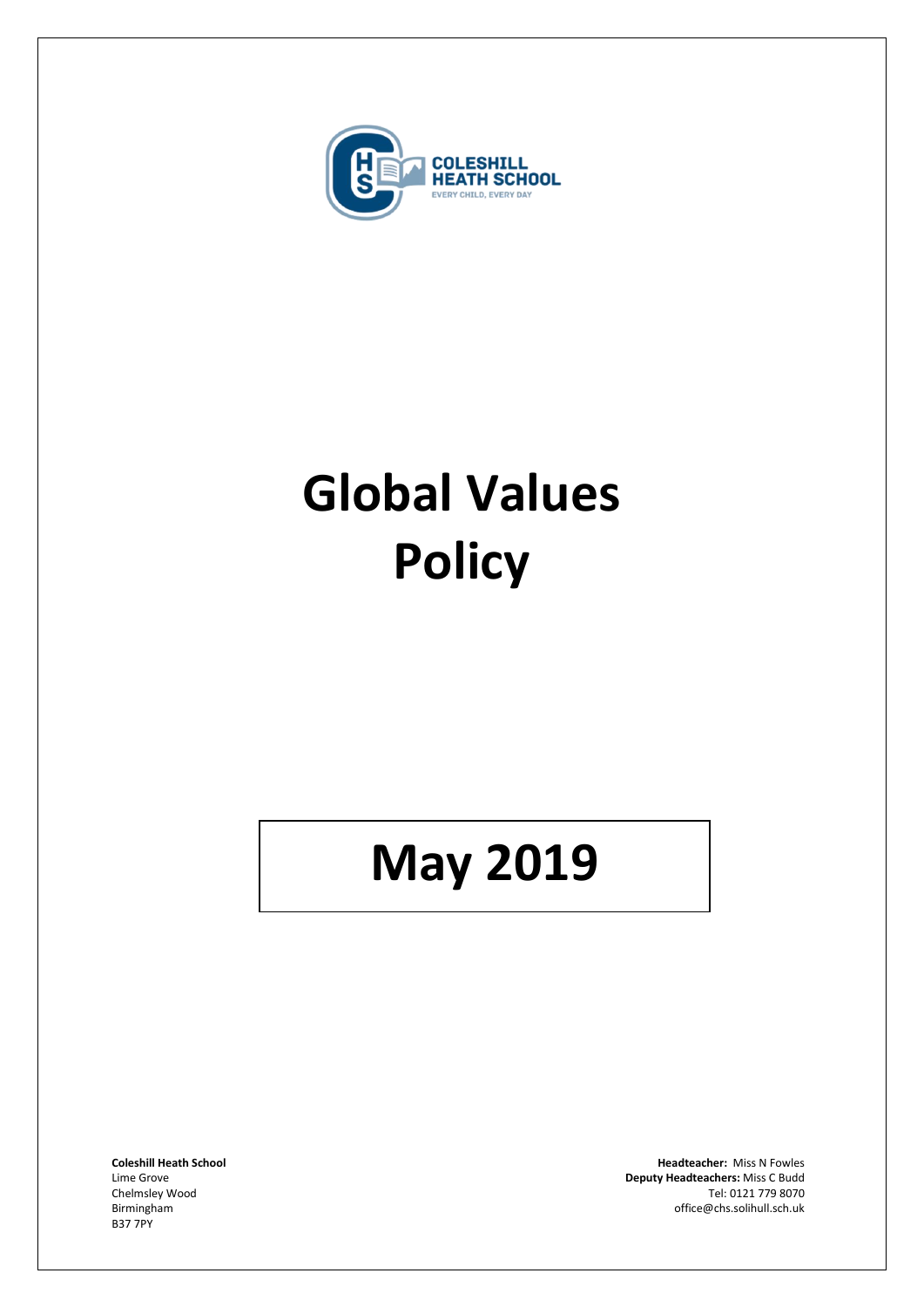COLESHILL HEATH SCHOOL

EVERY CHILD, EVERY DAY

# Global Values Policy

# May 2019

**Coleshill Heath School**
Lime Grove
Chelmsley Wood
Birmingham
B37 7PY

**Headteacher:** Miss N Fowles
**Deputy Headteachers:** Miss C Budd
Tel: 0121 779 8070
office@chs.solihull.sch.uk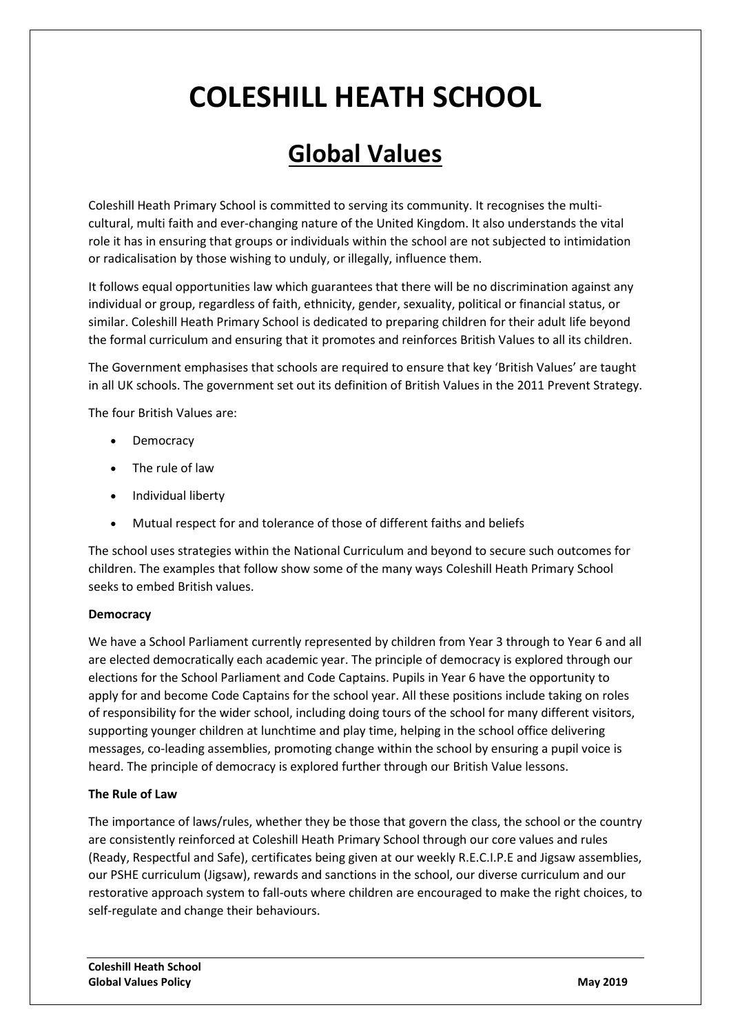# COLESHILL HEATH SCHOOL

## Global Values

Coleshill Heath Primary School is committed to serving its community. It recognises the multi-cultural, multi faith and ever-changing nature of the United Kingdom. It also understands the vital role it has in ensuring that groups or individuals within the school are not subjected to intimidation or radicalisation by those wishing to unduly, or illegally, influence them.

It follows equal opportunities law which guarantees that there will be no discrimination against any individual or group, regardless of faith, ethnicity, gender, sexuality, political or financial status, or similar. Coleshill Heath Primary School is dedicated to preparing children for their adult life beyond the formal curriculum and ensuring that it promotes and reinforces British Values to all its children.

The Government emphasises that schools are required to ensure that key 'British Values' are taught in all UK schools. The government set out its definition of British Values in the 2011 Prevent Strategy.

The four British Values are:

- Democracy
- The rule of law
- Individual liberty
- Mutual respect for and tolerance of those of different faiths and beliefs

The school uses strategies within the National Curriculum and beyond to secure such outcomes for children. The examples that follow show some of the many ways Coleshill Heath Primary School seeks to embed British values.

**Democracy**

We have a School Parliament currently represented by children from Year 3 through to Year 6 and all are elected democratically each academic year. The principle of democracy is explored through our elections for the School Parliament and Code Captains. Pupils in Year 6 have the opportunity to apply for and become Code Captains for the school year. All these positions include taking on roles of responsibility for the wider school, including doing tours of the school for many different visitors, supporting younger children at lunchtime and play time, helping in the school office delivering messages, co-leading assemblies, promoting change within the school by ensuring a pupil voice is heard. The principle of democracy is explored further through our British Value lessons.

**The Rule of Law**

The importance of laws/rules, whether they be those that govern the class, the school or the country are consistently reinforced at Coleshill Heath Primary School through our core values and rules (Ready, Respectful and Safe), certificates being given at our weekly R.E.C.I.P.E and Jigsaw assemblies, our PSHE curriculum (Jigsaw), rewards and sanctions in the school, our diverse curriculum and our restorative approach system to fall-outs where children are encouraged to make the right choices, to self-regulate and change their behaviours.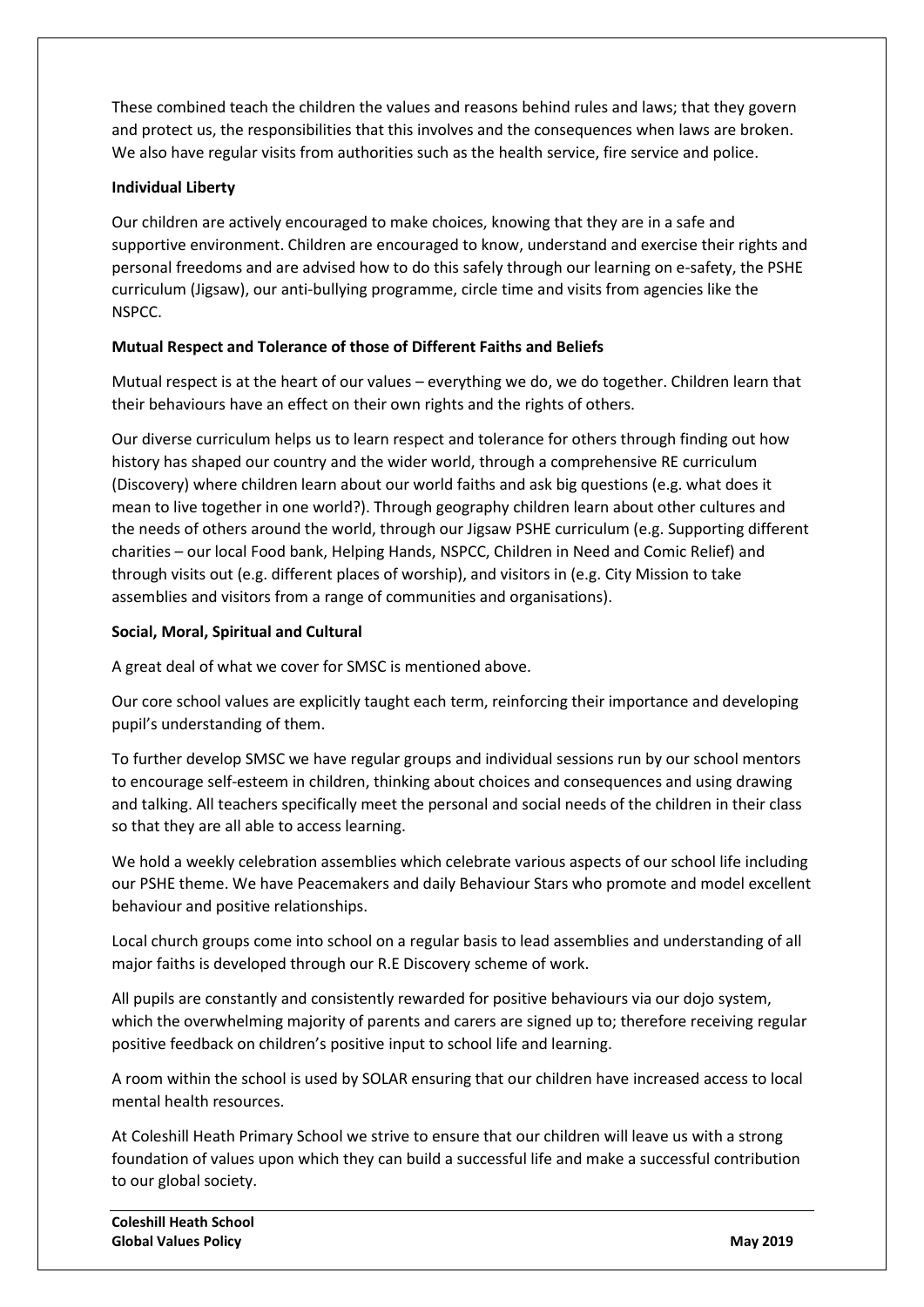These combined teach the children the values and reasons behind rules and laws; that they govern and protect us, the responsibilities that this involves and the consequences when laws are broken. We also have regular visits from authorities such as the health service, fire service and police.

**Individual Liberty**

Our children are actively encouraged to make choices, knowing that they are in a safe and supportive environment. Children are encouraged to know, understand and exercise their rights and personal freedoms and are advised how to do this safely through our learning on e-safety, the PSHE curriculum (Jigsaw), our anti-bullying programme, circle time and visits from agencies like the NSPCC.

**Mutual Respect and Tolerance of those of Different Faiths and Beliefs**

Mutual respect is at the heart of our values – everything we do, we do together. Children learn that their behaviours have an effect on their own rights and the rights of others.

Our diverse curriculum helps us to learn respect and tolerance for others through finding out how history has shaped our country and the wider world, through a comprehensive RE curriculum (Discovery) where children learn about our world faiths and ask big questions (e.g. what does it mean to live together in one world?). Through geography children learn about other cultures and the needs of others around the world, through our Jigsaw PSHE curriculum (e.g. Supporting different charities – our local Food bank, Helping Hands, NSPCC, Children in Need and Comic Relief) and through visits out (e.g. different places of worship), and visitors in (e.g. City Mission to take assemblies and visitors from a range of communities and organisations).

**Social, Moral, Spiritual and Cultural**

A great deal of what we cover for SMSC is mentioned above.

Our core school values are explicitly taught each term, reinforcing their importance and developing pupil's understanding of them.

To further develop SMSC we have regular groups and individual sessions run by our school mentors to encourage self-esteem in children, thinking about choices and consequences and using drawing and talking. All teachers specifically meet the personal and social needs of the children in their class so that they are all able to access learning.

We hold a weekly celebration assemblies which celebrate various aspects of our school life including our PSHE theme. We have Peacemakers and daily Behaviour Stars who promote and model excellent behaviour and positive relationships.

Local church groups come into school on a regular basis to lead assemblies and understanding of all major faiths is developed through our R.E Discovery scheme of work.

All pupils are constantly and consistently rewarded for positive behaviours via our dojo system, which the overwhelming majority of parents and carers are signed up to; therefore receiving regular positive feedback on children's positive input to school life and learning.

A room within the school is used by SOLAR ensuring that our children have increased access to local mental health resources.

At Coleshill Heath Primary School we strive to ensure that our children will leave us with a strong foundation of values upon which they can build a successful life and make a successful contribution to our global society.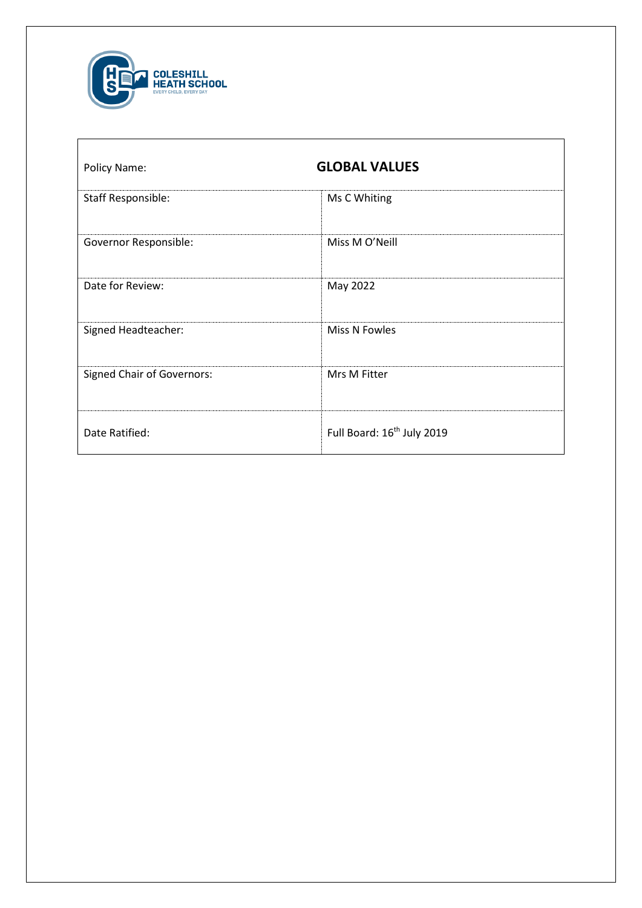COLESHILL HEATH SCHOOL
EVERY CHILD, EVERY DAY

| | |
|---|---|
| Policy Name: | **GLOBAL VALUES** |
| Staff Responsible: | Ms C Whiting |
| Governor Responsible: | Miss M O'Neill |
| Date for Review: | May 2022 |
| Signed Headteacher: | Miss N Fowles |
| Signed Chair of Governors: | Mrs M Fitter |
| Date Ratified: | Full Board: 16th July 2019 |